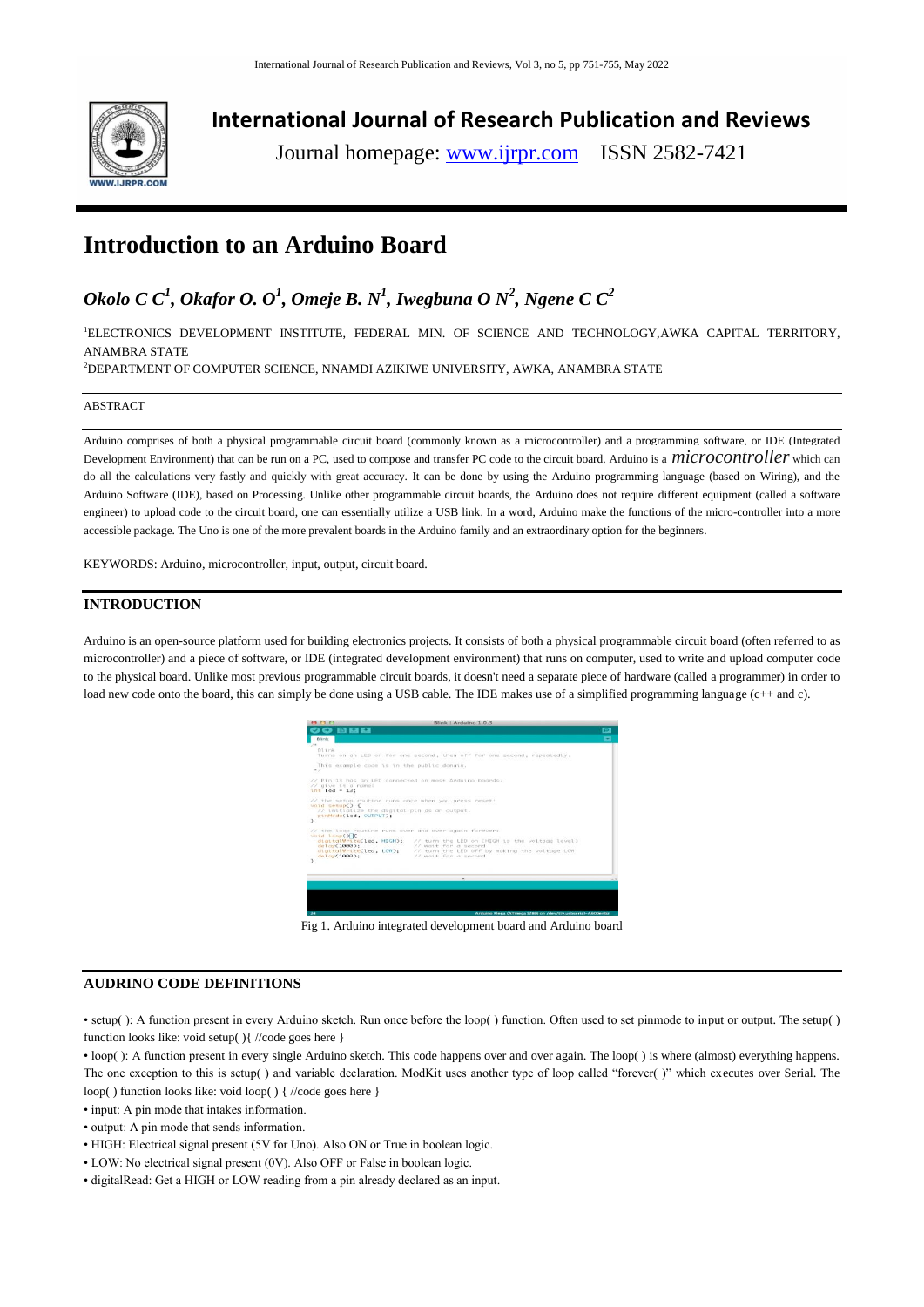# International Journal of Research Publication and Reviews

Journal homepage: www.ijrpr.com ISSN 2582-7421

# Introduction to an Arduino Board

***Okolo C C[1], Okafor O. O[1], Omeje B. N[1], Iwegbuna O N[2], Ngene C C[2]***

[1]ELECTRONICS DEVELOPMENT INSTITUTE, FEDERAL MIN. OF SCIENCE AND TECHNOLOGY,AWKA CAPITAL TERRITORY, ANAMBRA STATE

[2]DEPARTMENT OF COMPUTER SCIENCE, NNAMDI AZIKIWE UNIVERSITY, AWKA, ANAMBRA STATE

ABSTRACT

Arduino comprises of both a physical programmable circuit board (commonly known as a microcontroller) and a programming software, or IDE (Integrated Development Environment) that can be run on a PC, used to compose and transfer PC code to the circuit board. Arduino is a *microcontroller* which can do all the calculations very fastly and quickly with great accuracy. It can be done by using the Arduino programming language (based on Wiring), and the Arduino Software (IDE), based on Processing. Unlike other programmable circuit boards, the Arduino does not require different equipment (called a software engineer) to upload code to the circuit board, one can essentially utilize a USB link. In a word, Arduino make the functions of the micro-controller into a more accessible package. The Uno is one of the more prevalent boards in the Arduino family and an extraordinary option for the beginners.

KEYWORDS: Arduino, microcontroller, input, output, circuit board.

## INTRODUCTION

Arduino is an open-source platform used for building electronics projects. It consists of both a physical programmable circuit board (often referred to as microcontroller) and a piece of software, or IDE (integrated development environment) that runs on computer, used to write and upload computer code to the physical board. Unlike most previous programmable circuit boards, it doesn't need a separate piece of hardware (called a programmer) in order to load new code onto the board, this can simply be done using a USB cable. The IDE makes use of a simplified programming language (c++ and c).

Fig 1. Arduino integrated development board and Arduino board

## AUDRINO CODE DEFINITIONS

- setup( ): A function present in every Arduino sketch. Run once before the loop( ) function. Often used to set pinmode to input or output. The setup( ) function looks like: void setup( ){ //code goes here }
- loop( ): A function present in every single Arduino sketch. This code happens over and over again. The loop( ) is where (almost) everything happens. The one exception to this is setup( ) and variable declaration. ModKit uses another type of loop called "forever( )" which executes over Serial. The loop( ) function looks like: void loop( ) { //code goes here }
- input: A pin mode that intakes information.
- output: A pin mode that sends information.
- HIGH: Electrical signal present (5V for Uno). Also ON or True in boolean logic.
- LOW: No electrical signal present (0V). Also OFF or False in boolean logic.
- digitalRead: Get a HIGH or LOW reading from a pin already declared as an input.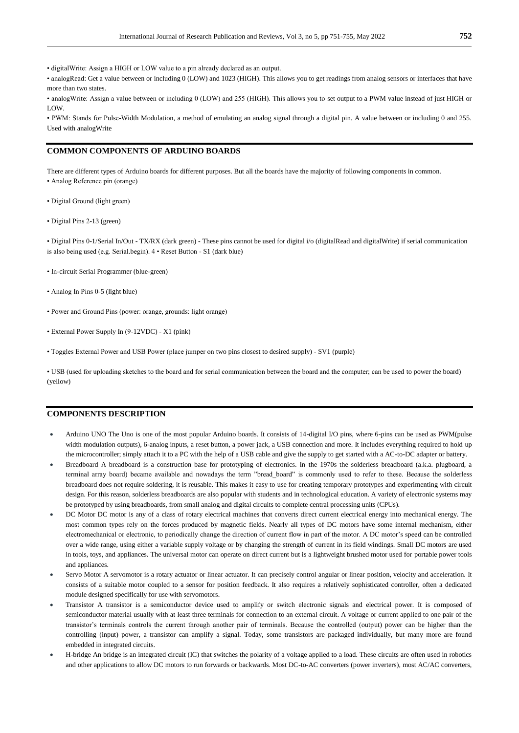• digitalWrite: Assign a HIGH or LOW value to a pin already declared as an output.

• analogRead: Get a value between or including 0 (LOW) and 1023 (HIGH). This allows you to get readings from analog sensors or interfaces that have more than two states.

• analogWrite: Assign a value between or including 0 (LOW) and 255 (HIGH). This allows you to set output to a PWM value instead of just HIGH or LOW.

• PWM: Stands for Pulse-Width Modulation, a method of emulating an analog signal through a digital pin. A value between or including 0 and 255. Used with analogWrite

## COMMON COMPONENTS OF ARDUINO BOARDS

There are different types of Arduino boards for different purposes. But all the boards have the majority of following components in common.

• Analog Reference pin (orange)

• Digital Ground (light green)

• Digital Pins 2-13 (green)

• Digital Pins 0-1/Serial In/Out - TX/RX (dark green) - These pins cannot be used for digital i/o (digitalRead and digitalWrite) if serial communication is also being used (e.g. Serial.begin). 4 • Reset Button - S1 (dark blue)

• In-circuit Serial Programmer (blue-green)

• Analog In Pins 0-5 (light blue)

• Power and Ground Pins (power: orange, grounds: light orange)

• External Power Supply In (9-12VDC) - X1 (pink)

• Toggles External Power and USB Power (place jumper on two pins closest to desired supply) - SV1 (purple)

• USB (used for uploading sketches to the board and for serial communication between the board and the computer; can be used to power the board) (yellow)

## COMPONENTS DESCRIPTION

- Arduino UNO The Uno is one of the most popular Arduino boards. It consists of 14-digital I/O pins, where 6-pins can be used as PWM(pulse width modulation outputs), 6-analog inputs, a reset button, a power jack, a USB connection and more. It includes everything required to hold up the microcontroller; simply attach it to a PC with the help of a USB cable and give the supply to get started with a AC-to-DC adapter or battery.
- Breadboard A breadboard is a construction base for prototyping of electronics. In the 1970s the solderless breadboard (a.k.a. plugboard, a terminal array board) became available and nowadays the term "bread_board" is commonly used to refer to these. Because the solderless breadboard does not require soldering, it is reusable. This makes it easy to use for creating temporary prototypes and experimenting with circuit design. For this reason, solderless breadboards are also popular with students and in technological education. A variety of electronic systems may be prototyped by using breadboards, from small analog and digital circuits to complete central processing units (CPUs).
- DC Motor DC motor is any of a class of rotary electrical machines that converts direct current electrical energy into mechanical energy. The most common types rely on the forces produced by magnetic fields. Nearly all types of DC motors have some internal mechanism, either electromechanical or electronic, to periodically change the direction of current flow in part of the motor. A DC motor's speed can be controlled over a wide range, using either a variable supply voltage or by changing the strength of current in its field windings. Small DC motors are used in tools, toys, and appliances. The universal motor can operate on direct current but is a lightweight brushed motor used for portable power tools and appliances.
- Servo Motor A servomotor is a rotary actuator or linear actuator. It can precisely control angular or linear position, velocity and acceleration. It consists of a suitable motor coupled to a sensor for position feedback. It also requires a relatively sophisticated controller, often a dedicated module designed specifically for use with servomotors.
- Transistor A transistor is a semiconductor device used to amplify or switch electronic signals and electrical power. It is composed of semiconductor material usually with at least three terminals for connection to an external circuit. A voltage or current applied to one pair of the transistor's terminals controls the current through another pair of terminals. Because the controlled (output) power can be higher than the controlling (input) power, a transistor can amplify a signal. Today, some transistors are packaged individually, but many more are found embedded in integrated circuits.
- H-bridge An bridge is an integrated circuit (IC) that switches the polarity of a voltage applied to a load. These circuits are often used in robotics and other applications to allow DC motors to run forwards or backwards. Most DC-to-AC converters (power inverters), most AC/AC converters,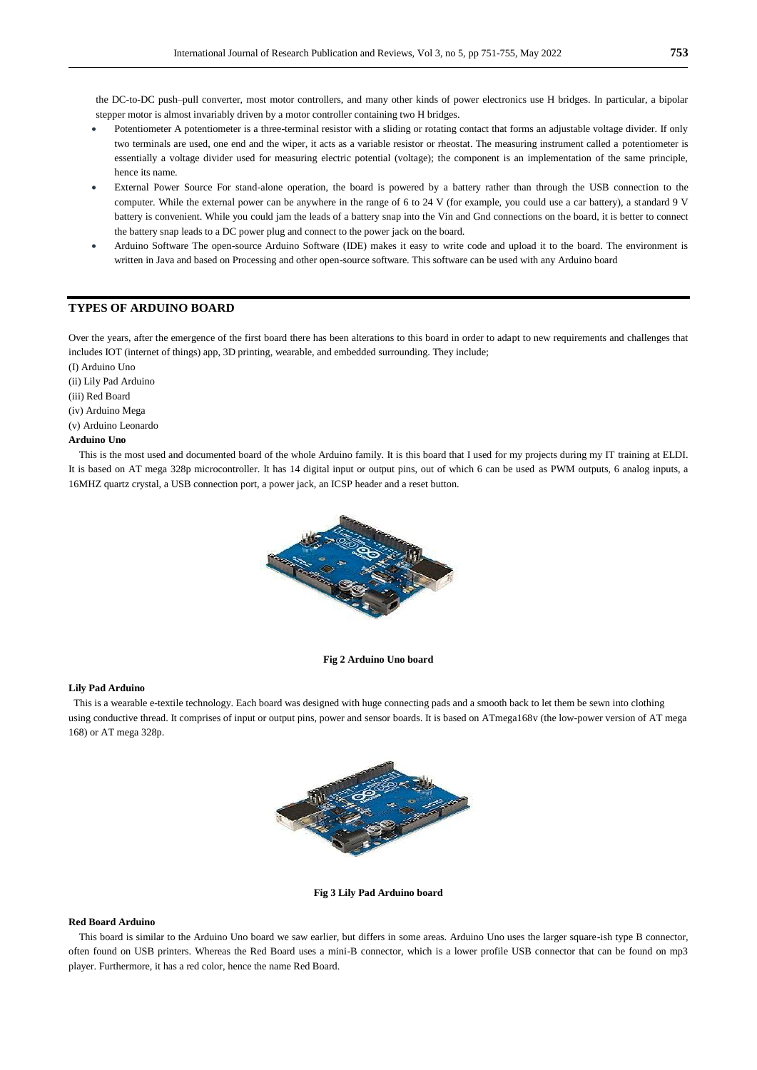the DC-to-DC push–pull converter, most motor controllers, and many other kinds of power electronics use H bridges. In particular, a bipolar stepper motor is almost invariably driven by a motor controller containing two H bridges.

- Potentiometer A potentiometer is a three-terminal resistor with a sliding or rotating contact that forms an adjustable voltage divider. If only two terminals are used, one end and the wiper, it acts as a variable resistor or rheostat. The measuring instrument called a potentiometer is essentially a voltage divider used for measuring electric potential (voltage); the component is an implementation of the same principle, hence its name.
- External Power Source For stand-alone operation, the board is powered by a battery rather than through the USB connection to the computer. While the external power can be anywhere in the range of 6 to 24 V (for example, you could use a car battery), a standard 9 V battery is convenient. While you could jam the leads of a battery snap into the Vin and Gnd connections on the board, it is better to connect the battery snap leads to a DC power plug and connect to the power jack on the board.
- Arduino Software The open-source Arduino Software (IDE) makes it easy to write code and upload it to the board. The environment is written in Java and based on Processing and other open-source software. This software can be used with any Arduino board

## TYPES OF ARDUINO BOARD

Over the years, after the emergence of the first board there has been alterations to this board in order to adapt to new requirements and challenges that includes IOT (internet of things) app, 3D printing, wearable, and embedded surrounding. They include;

(I) Arduino Uno

(ii) Lily Pad Arduino

(iii) Red Board

(iv) Arduino Mega

(v) Arduino Leonardo

**Arduino Uno**

This is the most used and documented board of the whole Arduino family. It is this board that I used for my projects during my IT training at ELDI. It is based on AT mega 328p microcontroller. It has 14 digital input or output pins, out of which 6 can be used as PWM outputs, 6 analog inputs, a 16MHZ quartz crystal, a USB connection port, a power jack, an ICSP header and a reset button.

**Fig 2 Arduino Uno board**

**Lily Pad Arduino**

This is a wearable e-textile technology. Each board was designed with huge connecting pads and a smooth back to let them be sewn into clothing using conductive thread. It comprises of input or output pins, power and sensor boards. It is based on ATmega168v (the low-power version of AT mega 168) or AT mega 328p.

**Fig 3 Lily Pad Arduino board**

**Red Board Arduino**

This board is similar to the Arduino Uno board we saw earlier, but differs in some areas. Arduino Uno uses the larger square-ish type B connector, often found on USB printers. Whereas the Red Board uses a mini-B connector, which is a lower profile USB connector that can be found on mp3 player. Furthermore, it has a red color, hence the name Red Board.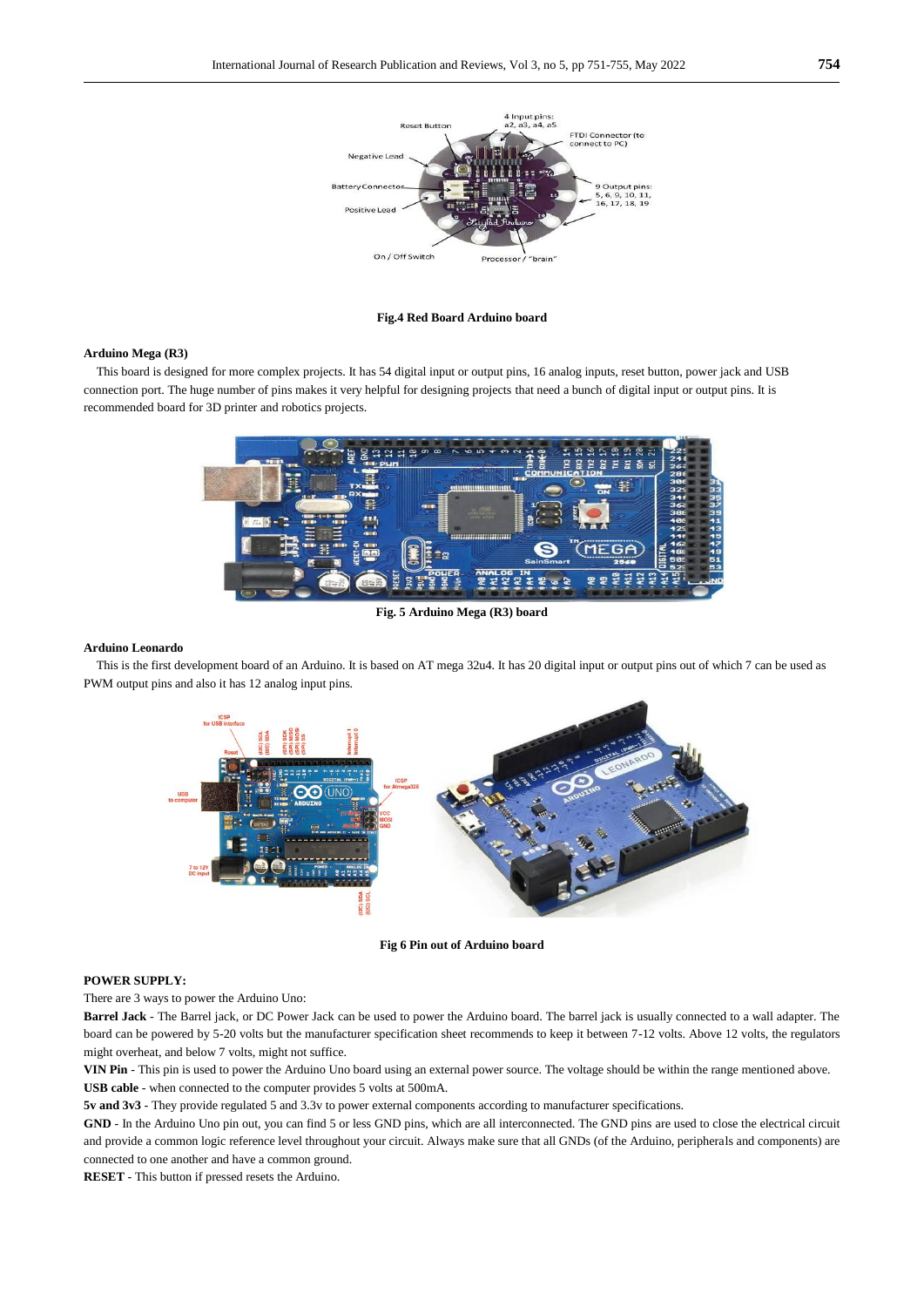Fig.4 Red Board Arduino board

### Arduino Mega (R3)

This board is designed for more complex projects. It has 54 digital input or output pins, 16 analog inputs, reset button, power jack and USB connection port. The huge number of pins makes it very helpful for designing projects that need a bunch of digital input or output pins. It is recommended board for 3D printer and robotics projects.

Fig. 5 Arduino Mega (R3) board

### Arduino Leonardo

This is the first development board of an Arduino. It is based on AT mega 32u4. It has 20 digital input or output pins out of which 7 can be used as PWM output pins and also it has 12 analog input pins.

Fig 6 Pin out of Arduino board

### POWER SUPPLY:

There are 3 ways to power the Arduino Uno:

**Barrel Jack** - The Barrel jack, or DC Power Jack can be used to power the Arduino board. The barrel jack is usually connected to a wall adapter. The board can be powered by 5-20 volts but the manufacturer specification sheet recommends to keep it between 7-12 volts. Above 12 volts, the regulators might overheat, and below 7 volts, might not suffice.

**VIN Pin** - This pin is used to power the Arduino Uno board using an external power source. The voltage should be within the range mentioned above.

**USB cable** - when connected to the computer provides 5 volts at 500mA.

**5v and 3v3** - They provide regulated 5 and 3.3v to power external components according to manufacturer specifications.

**GND** - In the Arduino Uno pin out, you can find 5 or less GND pins, which are all interconnected. The GND pins are used to close the electrical circuit and provide a common logic reference level throughout your circuit. Always make sure that all GNDs (of the Arduino, peripherals and components) are connected to one another and have a common ground.

**RESET** - This button if pressed resets the Arduino.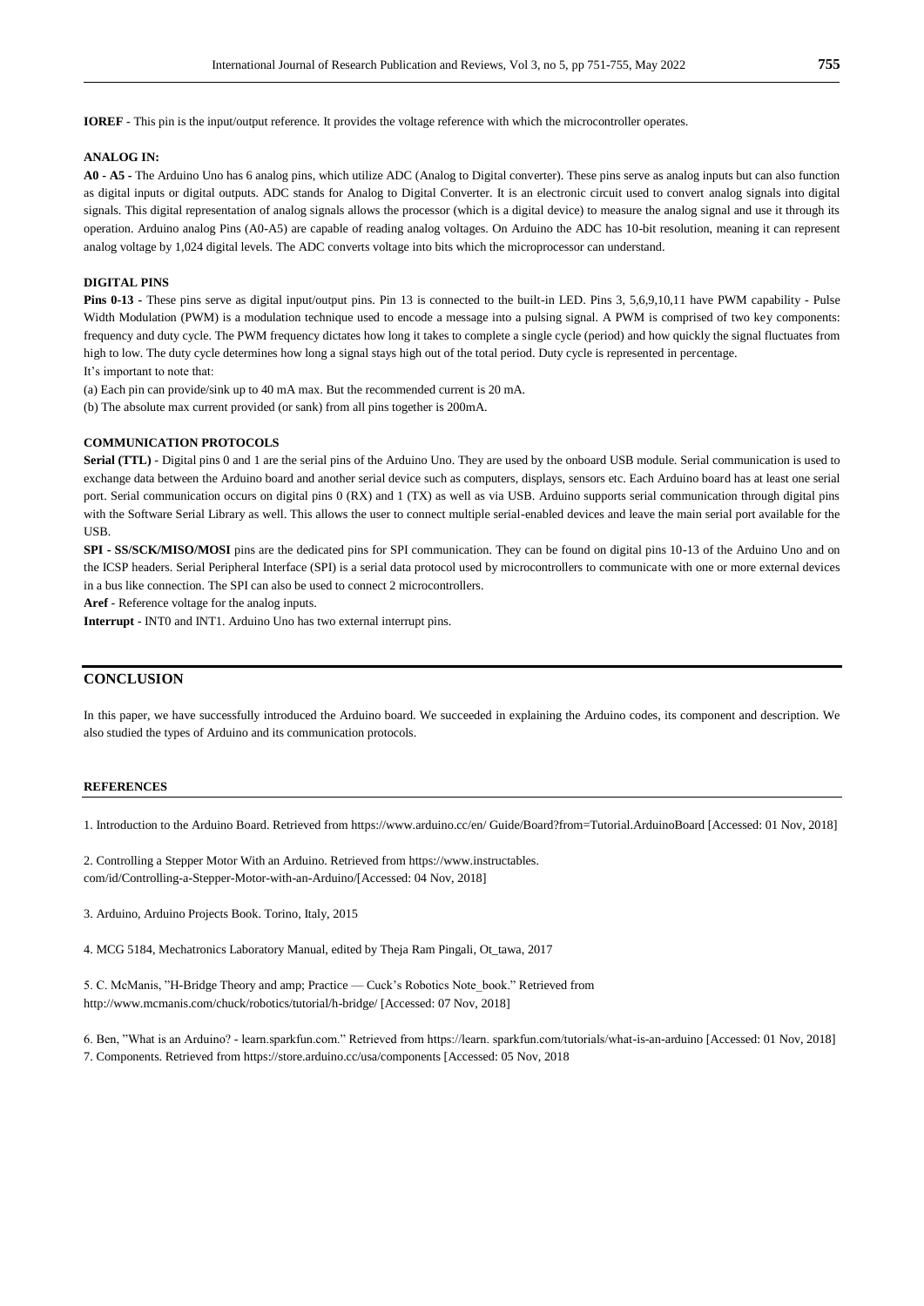**IOREF** - This pin is the input/output reference. It provides the voltage reference with which the microcontroller operates.

**ANALOG IN:**

**A0 - A5** - The Arduino Uno has 6 analog pins, which utilize ADC (Analog to Digital converter). These pins serve as analog inputs but can also function as digital inputs or digital outputs. ADC stands for Analog to Digital Converter. It is an electronic circuit used to convert analog signals into digital signals. This digital representation of analog signals allows the processor (which is a digital device) to measure the analog signal and use it through its operation. Arduino analog Pins (A0-A5) are capable of reading analog voltages. On Arduino the ADC has 10-bit resolution, meaning it can represent analog voltage by 1,024 digital levels. The ADC converts voltage into bits which the microprocessor can understand.

**DIGITAL PINS**

**Pins 0-13** - These pins serve as digital input/output pins. Pin 13 is connected to the built-in LED. Pins 3, 5,6,9,10,11 have PWM capability - Pulse Width Modulation (PWM) is a modulation technique used to encode a message into a pulsing signal. A PWM is comprised of two key components: frequency and duty cycle. The PWM frequency dictates how long it takes to complete a single cycle (period) and how quickly the signal fluctuates from high to low. The duty cycle determines how long a signal stays high out of the total period. Duty cycle is represented in percentage.

It's important to note that:

(a) Each pin can provide/sink up to 40 mA max. But the recommended current is 20 mA.

(b) The absolute max current provided (or sank) from all pins together is 200mA.

**COMMUNICATION PROTOCOLS**

**Serial (TTL)** - Digital pins 0 and 1 are the serial pins of the Arduino Uno. They are used by the onboard USB module. Serial communication is used to exchange data between the Arduino board and another serial device such as computers, displays, sensors etc. Each Arduino board has at least one serial port. Serial communication occurs on digital pins 0 (RX) and 1 (TX) as well as via USB. Arduino supports serial communication through digital pins with the Software Serial Library as well. This allows the user to connect multiple serial-enabled devices and leave the main serial port available for the USB.

**SPI - SS/SCK/MISO/MOSI** pins are the dedicated pins for SPI communication. They can be found on digital pins 10-13 of the Arduino Uno and on the ICSP headers. Serial Peripheral Interface (SPI) is a serial data protocol used by microcontrollers to communicate with one or more external devices in a bus like connection. The SPI can also be used to connect 2 microcontrollers.

**Aref** - Reference voltage for the analog inputs.

**Interrupt** - INT0 and INT1. Arduino Uno has two external interrupt pins.

## CONCLUSION

In this paper, we have successfully introduced the Arduino board. We succeeded in explaining the Arduino codes, its component and description. We also studied the types of Arduino and its communication protocols.

### REFERENCES

1. Introduction to the Arduino Board. Retrieved from https://www.arduino.cc/en/ Guide/Board?from=Tutorial.ArduinoBoard [Accessed: 01 Nov, 2018]

2. Controlling a Stepper Motor With an Arduino. Retrieved from https://www.instructables. com/id/Controlling-a-Stepper-Motor-with-an-Arduino/[Accessed: 04 Nov, 2018]

3. Arduino, Arduino Projects Book. Torino, Italy, 2015

4. MCG 5184, Mechatronics Laboratory Manual, edited by Theja Ram Pingali, Ot_tawa, 2017

5. C. McManis, "H-Bridge Theory and amp; Practice — Cuck's Robotics Note_book." Retrieved from http://www.mcmanis.com/chuck/robotics/tutorial/h-bridge/ [Accessed: 07 Nov, 2018]

6. Ben, "What is an Arduino? - learn.sparkfun.com." Retrieved from https://learn. sparkfun.com/tutorials/what-is-an-arduino [Accessed: 01 Nov, 2018]

7. Components. Retrieved from https://store.arduino.cc/usa/components [Accessed: 05 Nov, 2018